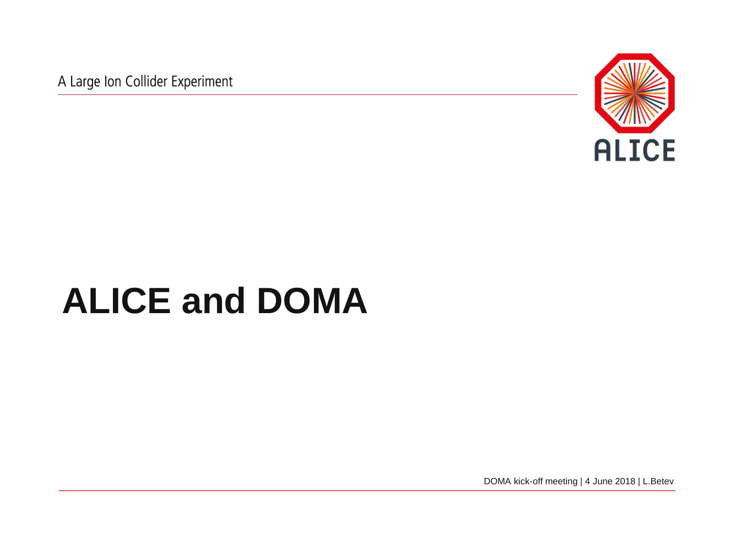A Large Ion Collider Experiment

ALICE

# ALICE and DOMA

DOMA kick-off meeting | 4 June 2018 | L.Betev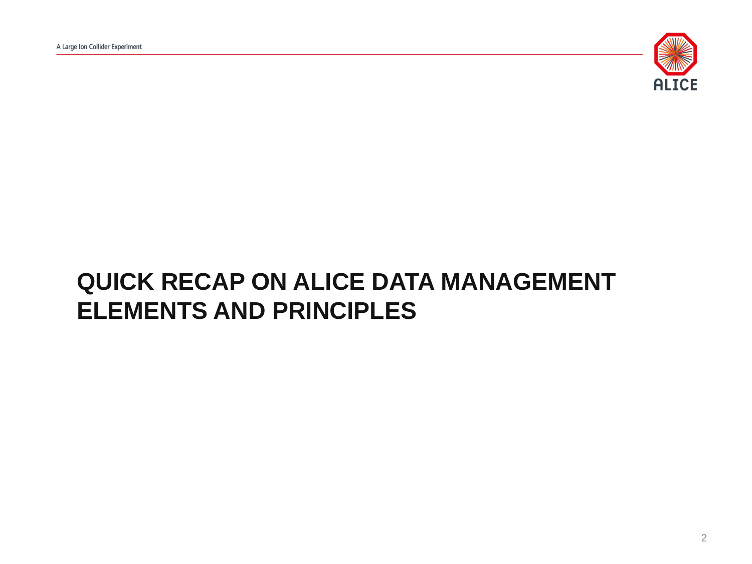# QUICK RECAP ON ALICE DATA MANAGEMENT ELEMENTS AND PRINCIPLES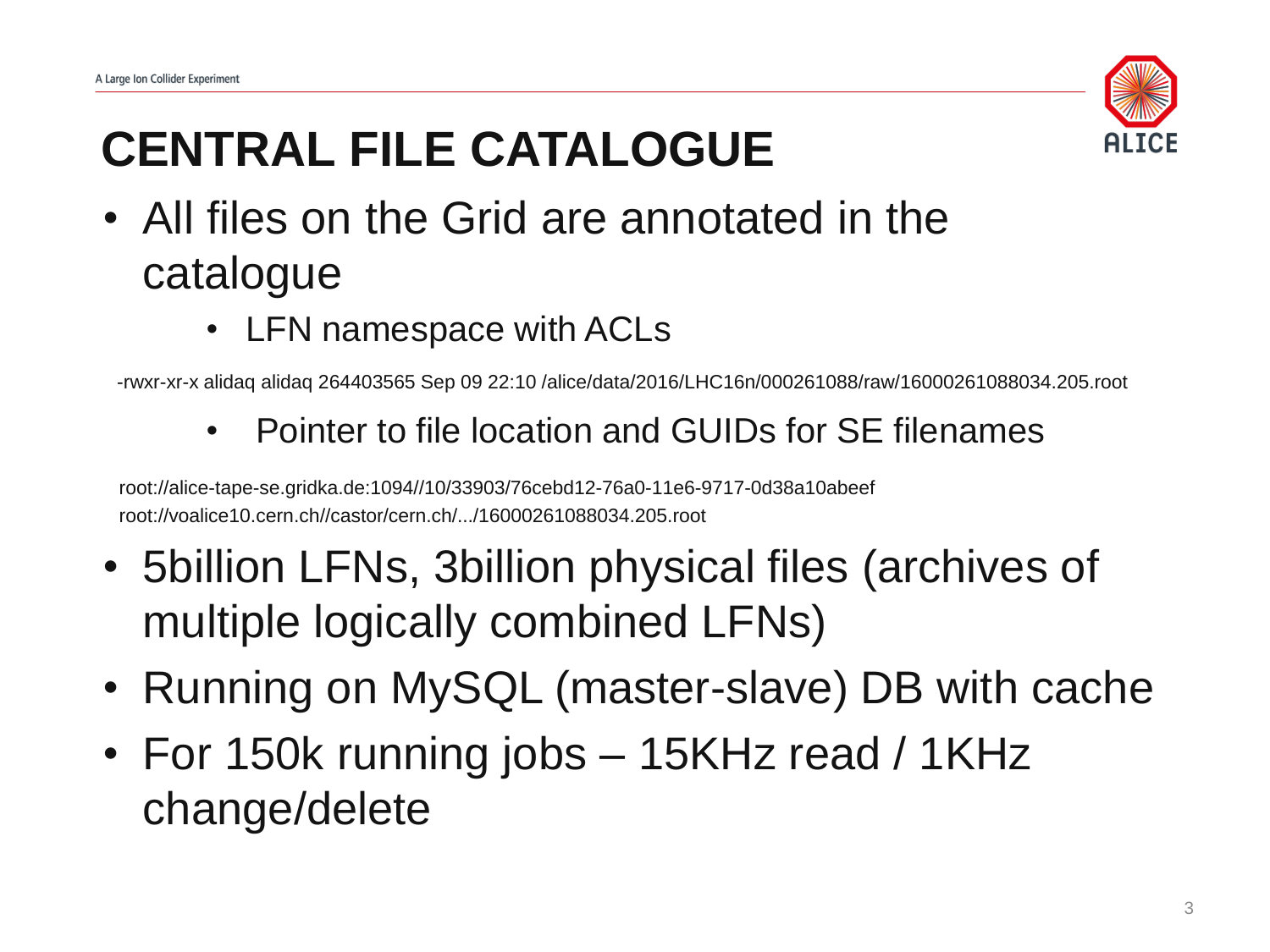# CENTRAL FILE CATALOGUE

- All files on the Grid are annotated in the catalogue
  - LFN namespace with ACLs

```
-rwxr-xr-x alidaq alidaq 264403565 Sep 09 22:10 /alice/data/2016/LHC16n/000261088/raw/16000261088034.205.root
```

  - Pointer to file location and GUIDs for SE filenames

```
root://alice-tape-se.gridka.de:1094//10/33903/76cebd12-76a0-11e6-9717-0d38a10abeef
root://voalice10.cern.ch//castor/cern.ch/.../16000261088034.205.root
```

- 5billion LFNs, 3billion physical files (archives of multiple logically combined LFNs)
- Running on MySQL (master-slave) DB with cache
- For 150k running jobs – 15KHz read / 1KHz change/delete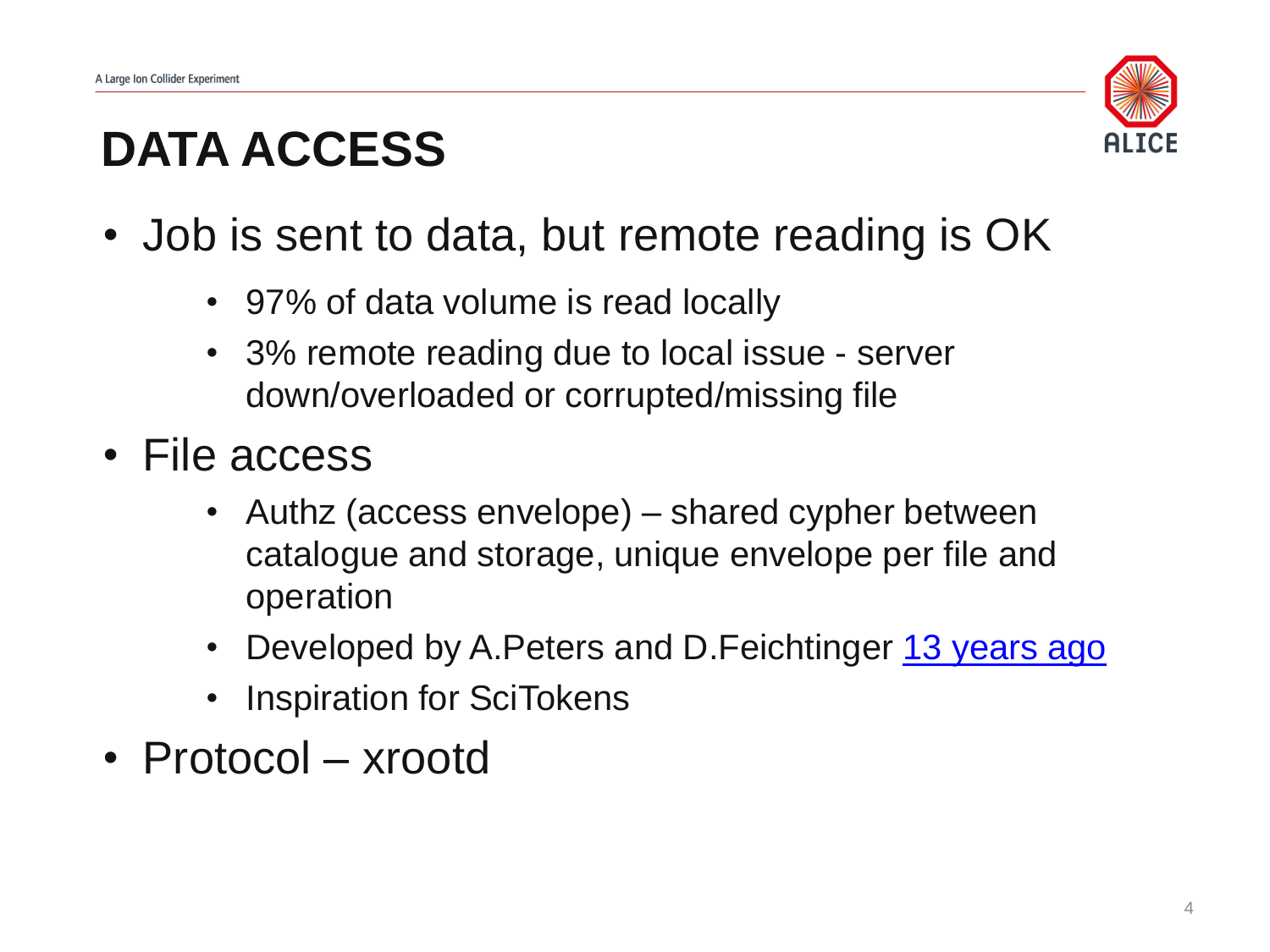# DATA ACCESS

- Job is sent to data, but remote reading is OK
  - 97% of data volume is read locally
  - 3% remote reading due to local issue - server down/overloaded or corrupted/missing file
- File access
  - Authz (access envelope) – shared cypher between catalogue and storage, unique envelope per file and operation
  - Developed by A.Peters and D.Feichtinger 13 years ago
  - Inspiration for SciTokens
- Protocol – xrootd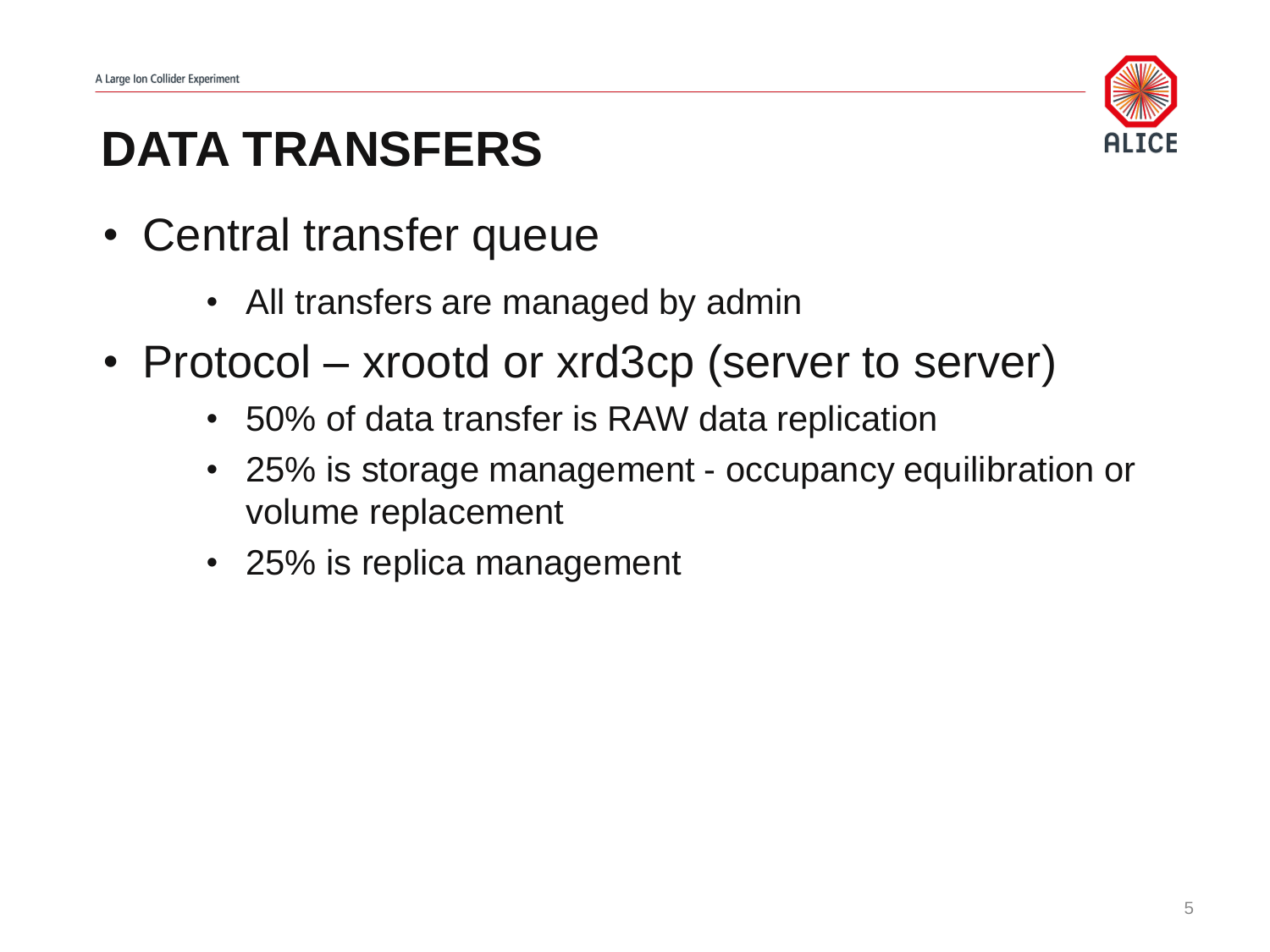# DATA TRANSFERS

- Central transfer queue
  - All transfers are managed by admin
- Protocol – xrootd or xrd3cp (server to server)
  - 50% of data transfer is RAW data replication
  - 25% is storage management - occupancy equilibration or volume replacement
  - 25% is replica management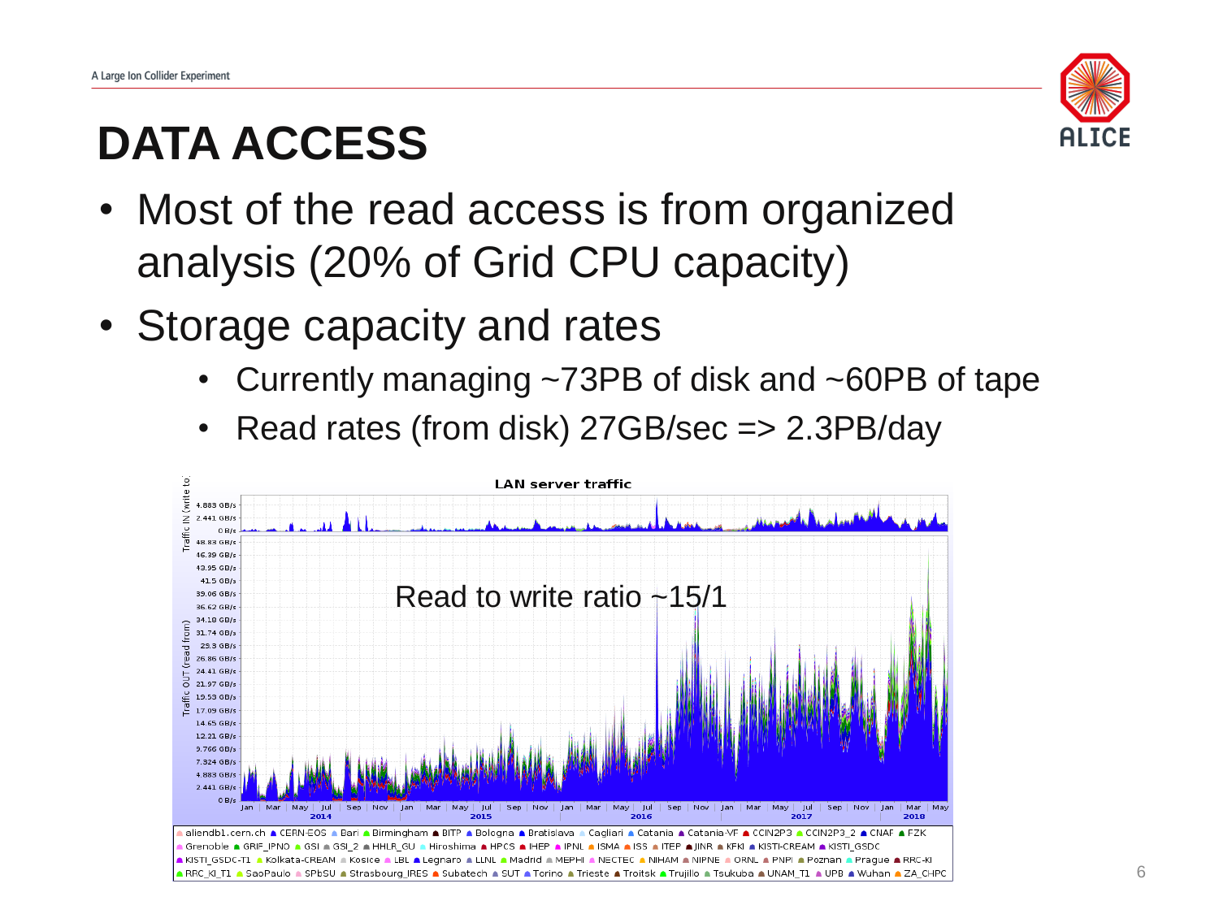# DATA ACCESS

- Most of the read access is from organized analysis (20% of Grid CPU capacity)
- Storage capacity and rates
  - Currently managing ~73PB of disk and ~60PB of tape
  - Read rates (from disk) 27GB/sec => 2.3PB/day

Read to write ratio ~15/1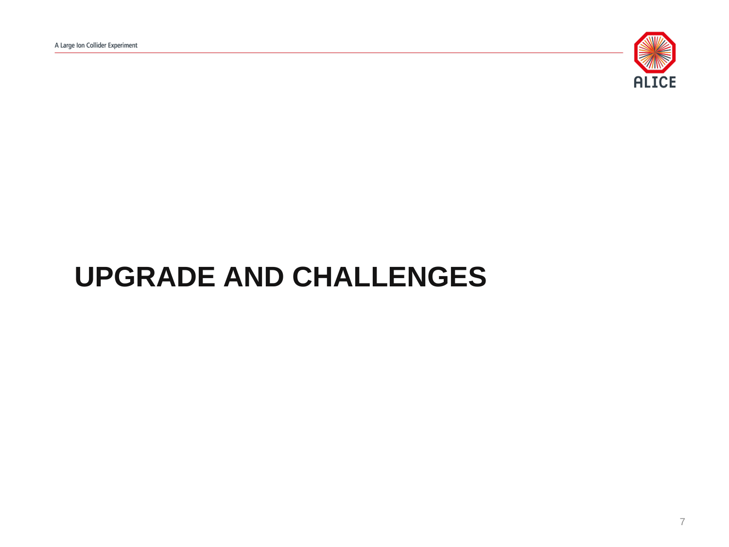# UPGRADE AND CHALLENGES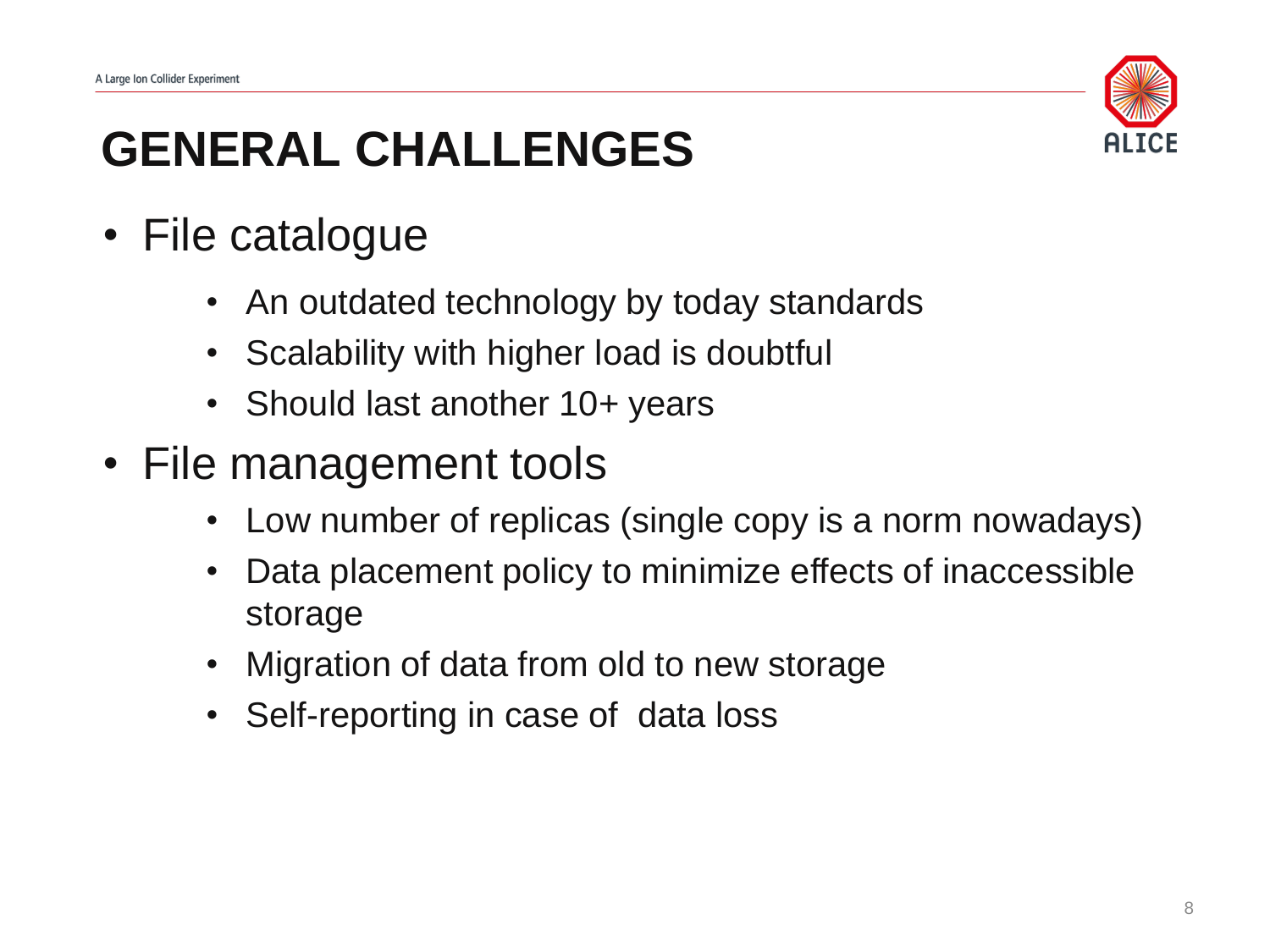# GENERAL CHALLENGES

- File catalogue
  - An outdated technology by today standards
  - Scalability with higher load is doubtful
  - Should last another 10+ years
- File management tools
  - Low number of replicas (single copy is a norm nowadays)
  - Data placement policy to minimize effects of inaccessible storage
  - Migration of data from old to new storage
  - Self-reporting in case of  data loss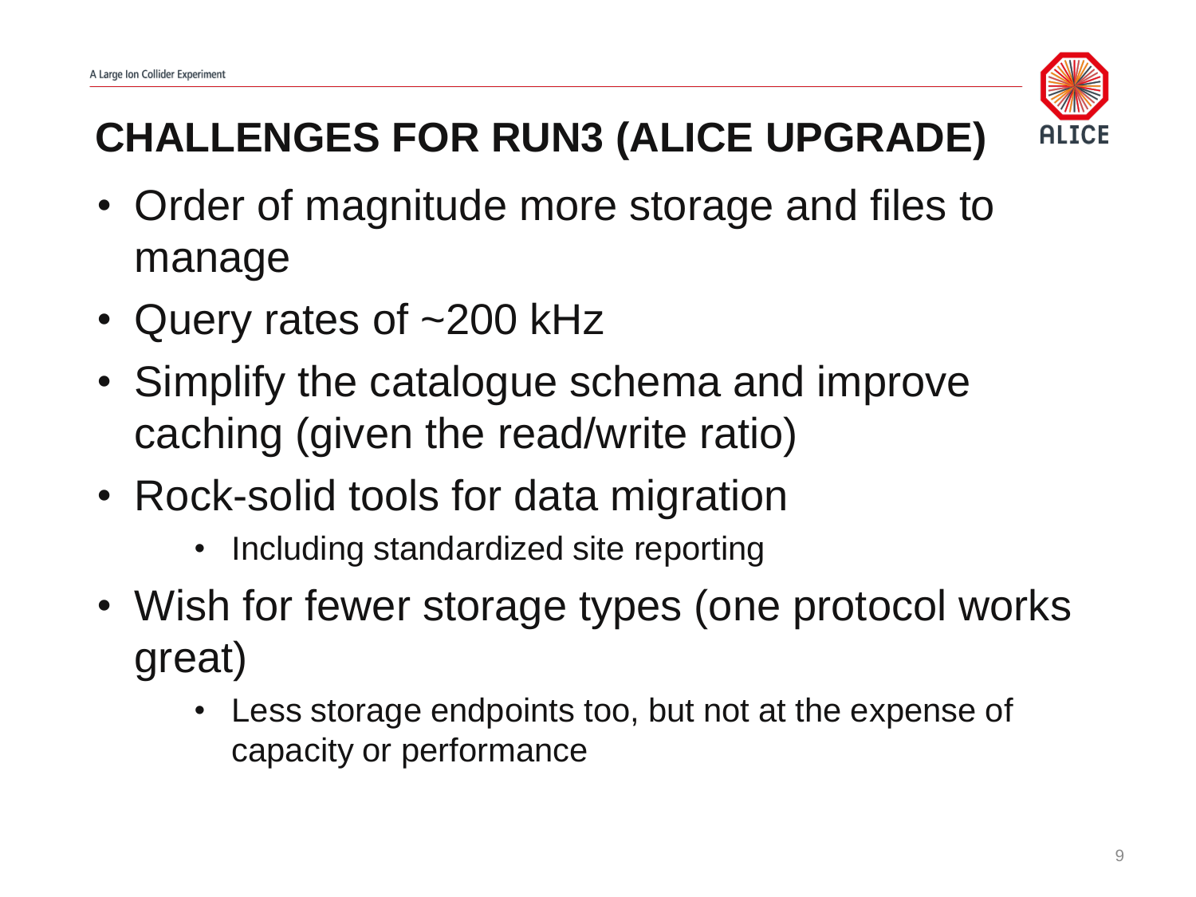# CHALLENGES FOR RUN3 (ALICE UPGRADE)

- Order of magnitude more storage and files to manage
- Query rates of ~200 kHz
- Simplify the catalogue schema and improve caching (given the read/write ratio)
- Rock-solid tools for data migration
  - Including standardized site reporting
- Wish for fewer storage types (one protocol works great)
  - Less storage endpoints too, but not at the expense of capacity or performance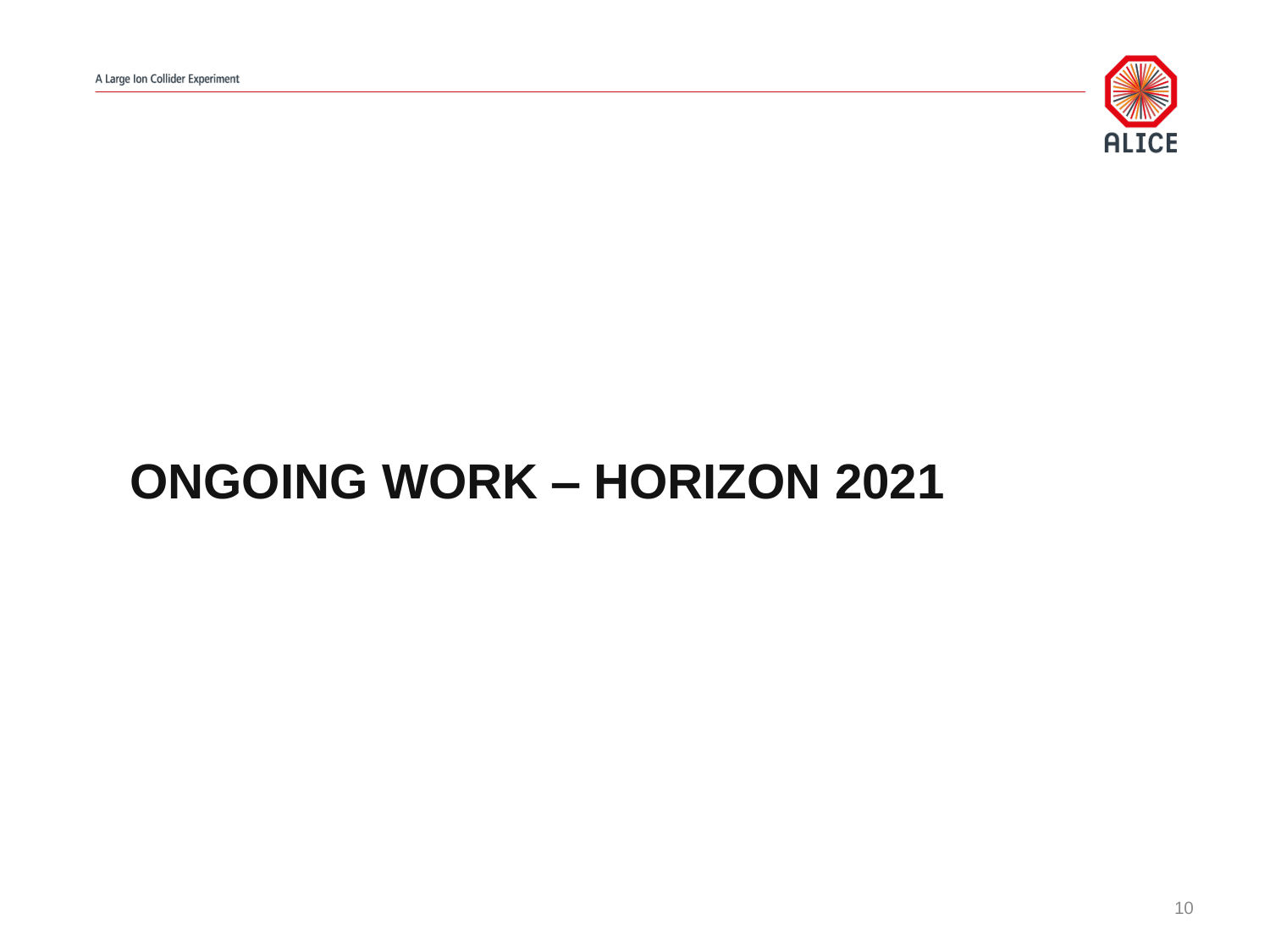# ONGOING WORK – HORIZON 2021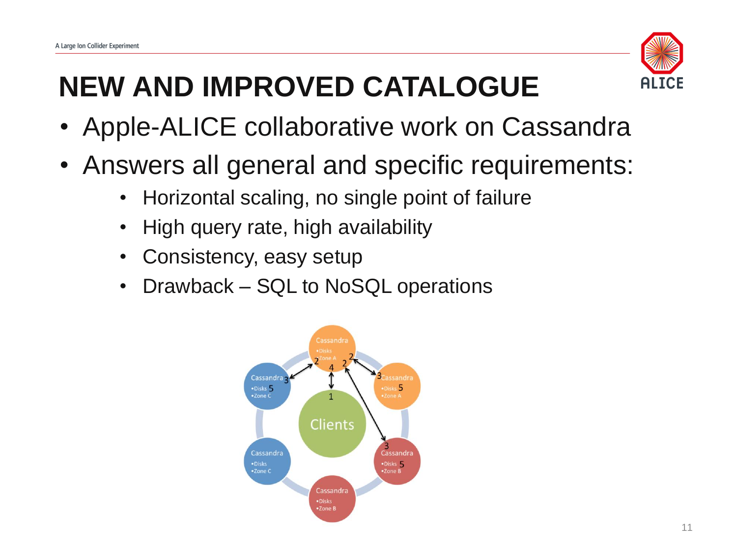# NEW AND IMPROVED CATALOGUE

- Apple-ALICE collaborative work on Cassandra
- Answers all general and specific requirements:
  - Horizontal scaling, no single point of failure
  - High query rate, high availability
  - Consistency, easy setup
  - Drawback – SQL to NoSQL operations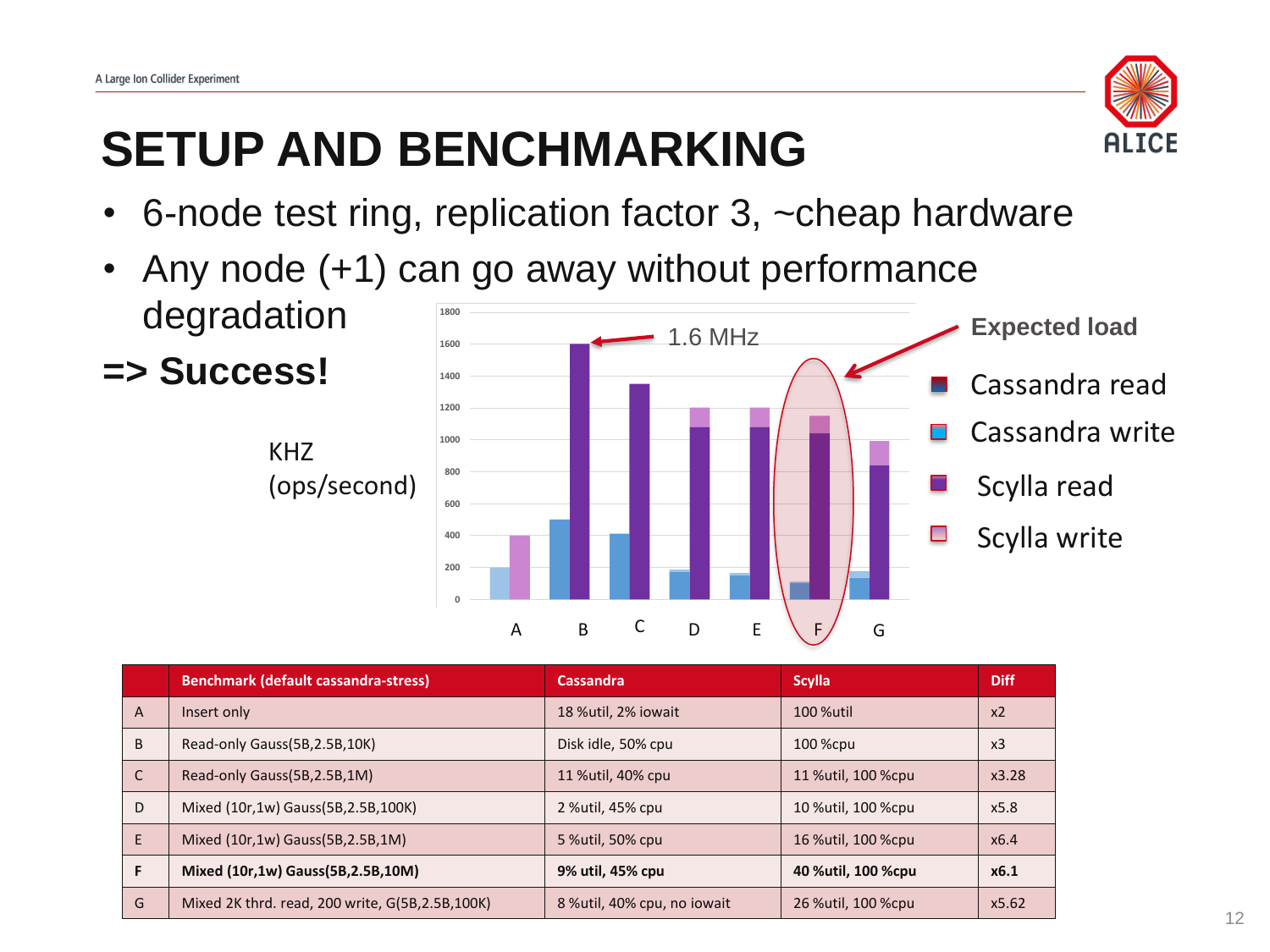# SETUP AND BENCHMARKING

- 6-node test ring, replication factor 3, ~cheap hardware
- Any node (+1) can go away without performance degradation

**=> Success!**

KHZ (ops/second)

1.6 MHz

**Expected load**

- Cassandra read
- Cassandra write
- Scylla read
- Scylla write

| | Benchmark (default cassandra-stress) | Cassandra | Scylla | Diff |
|---|---|---|---|---|
| A | Insert only | 18 %util, 2% iowait | 100 %util | x2 |
| B | Read-only Gauss(5B,2.5B,10K) | Disk idle, 50% cpu | 100 %cpu | x3 |
| C | Read-only Gauss(5B,2.5B,1M) | 11 %util, 40% cpu | 11 %util, 100 %cpu | x3.28 |
| D | Mixed (10r,1w) Gauss(5B,2.5B,100K) | 2 %util, 45% cpu | 10 %util, 100 %cpu | x5.8 |
| E | Mixed (10r,1w) Gauss(5B,2.5B,1M) | 5 %util, 50% cpu | 16 %util, 100 %cpu | x6.4 |
| **F** | **Mixed (10r,1w) Gauss(5B,2.5B,10M)** | **9% util, 45% cpu** | **40 %util, 100 %cpu** | **x6.1** |
| G | Mixed 2K thrd. read, 200 write, G(5B,2.5B,100K) | 8 %util, 40% cpu, no iowait | 26 %util, 100 %cpu | x5.62 |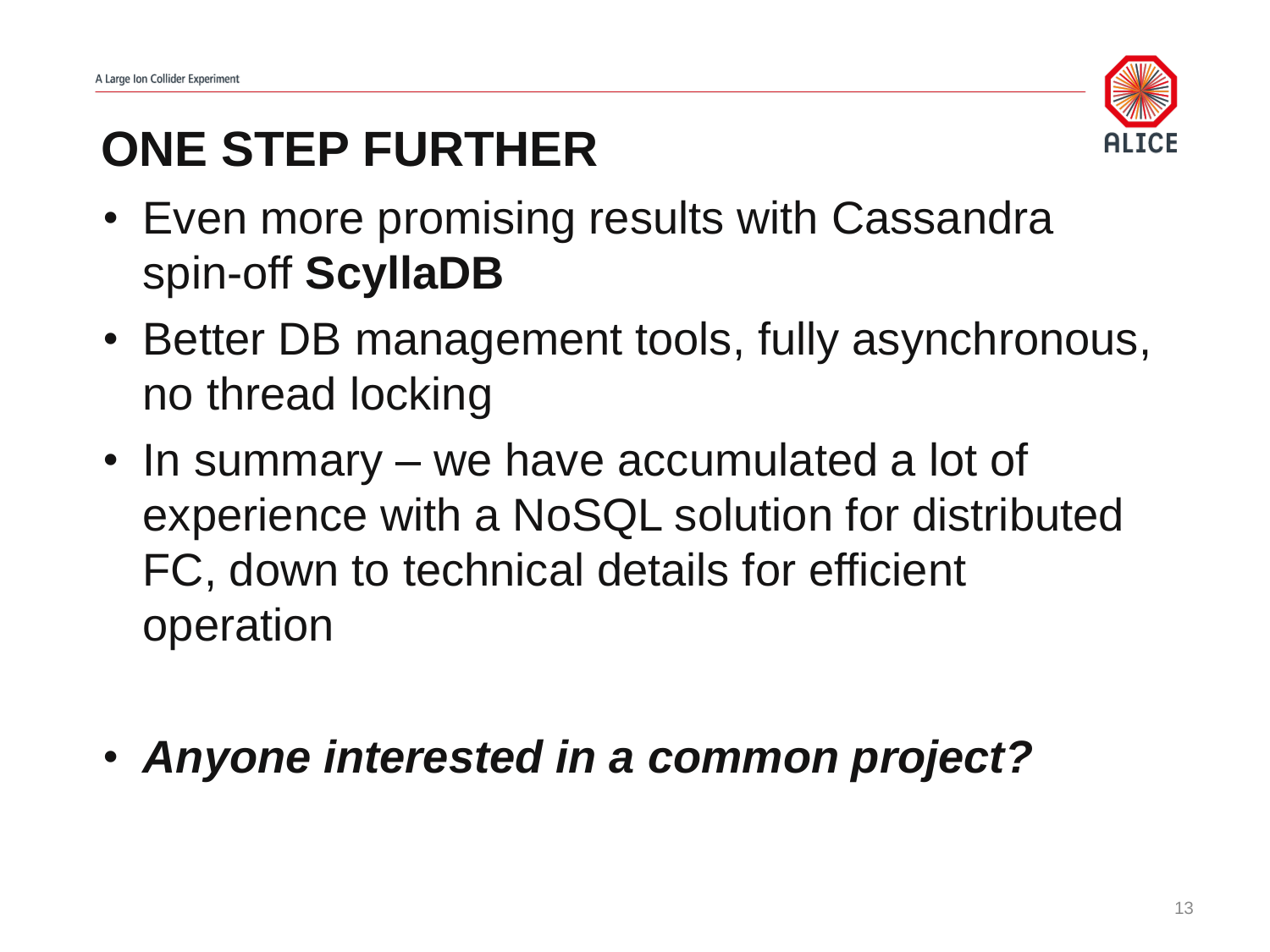# ONE STEP FURTHER

- Even more promising results with Cassandra spin-off **ScyllaDB**
- Better DB management tools, fully asynchronous, no thread locking
- In summary – we have accumulated a lot of experience with a NoSQL solution for distributed FC, down to technical details for efficient operation

- ***Anyone interested in a common project?***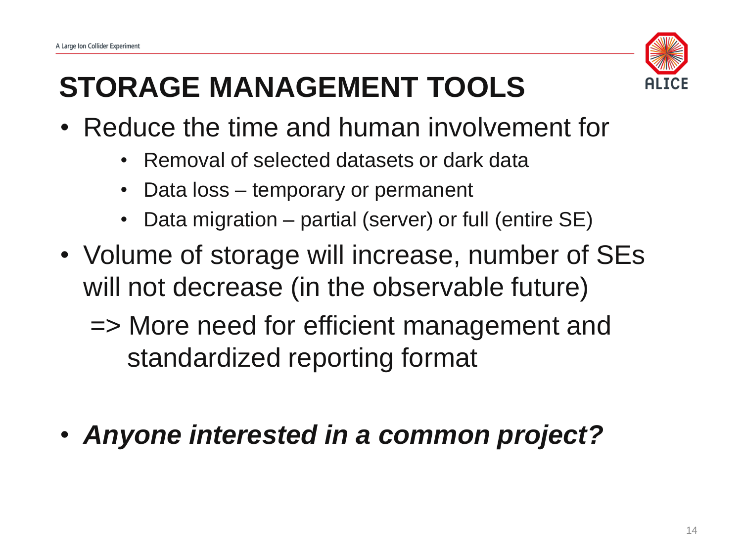# STORAGE MANAGEMENT TOOLS

- Reduce the time and human involvement for
  - Removal of selected datasets or dark data
  - Data loss – temporary or permanent
  - Data migration – partial (server) or full (entire SE)
- Volume of storage will increase, number of SEs will not decrease (in the observable future)

  => More need for efficient management and standardized reporting format

- ***Anyone interested in a common project?***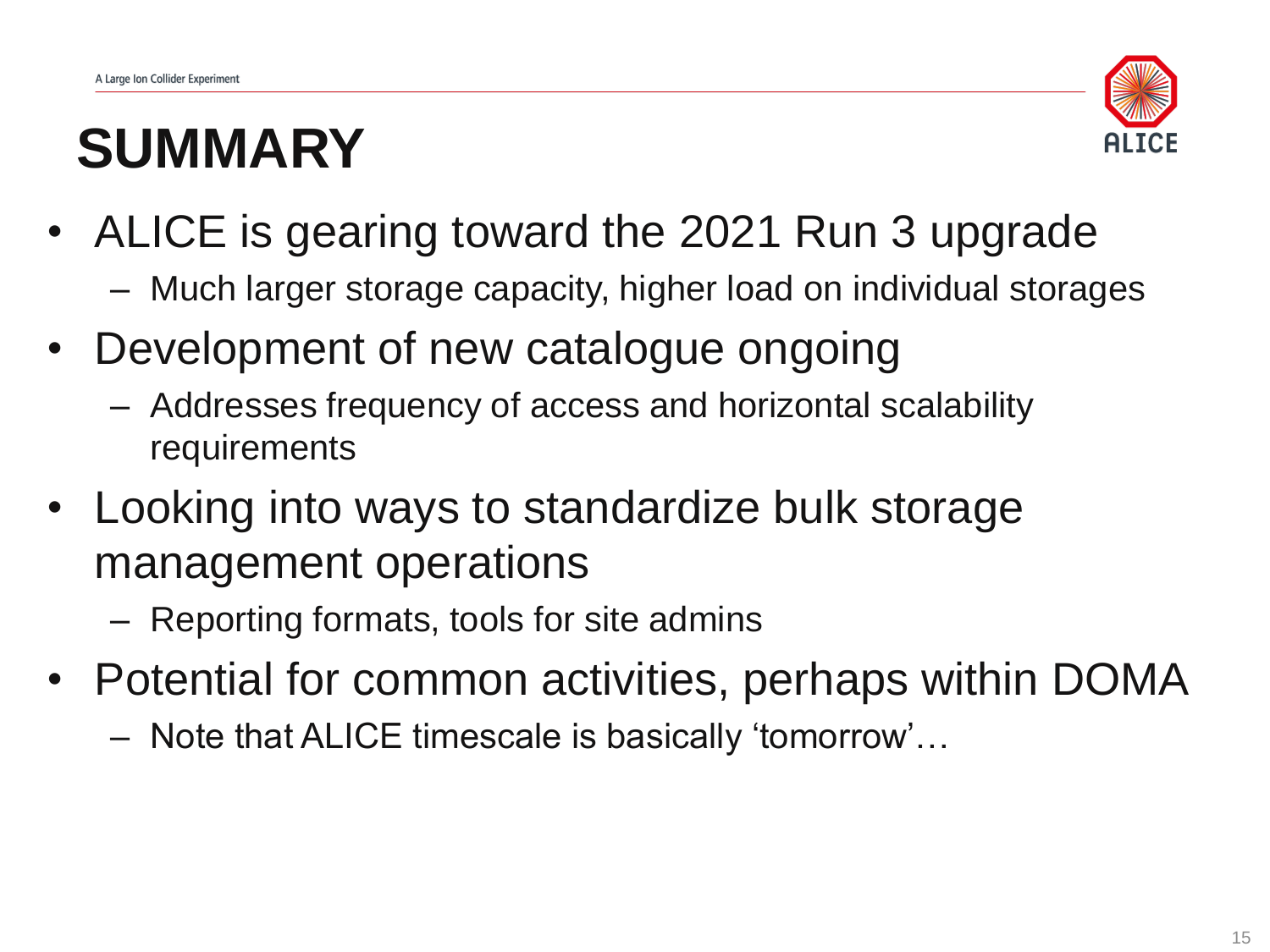# SUMMARY

- ALICE is gearing toward the 2021 Run 3 upgrade
  - Much larger storage capacity, higher load on individual storages
- Development of new catalogue ongoing
  - Addresses frequency of access and horizontal scalability requirements
- Looking into ways to standardize bulk storage management operations
  - Reporting formats, tools for site admins
- Potential for common activities, perhaps within DOMA
  - Note that ALICE timescale is basically 'tomorrow'…